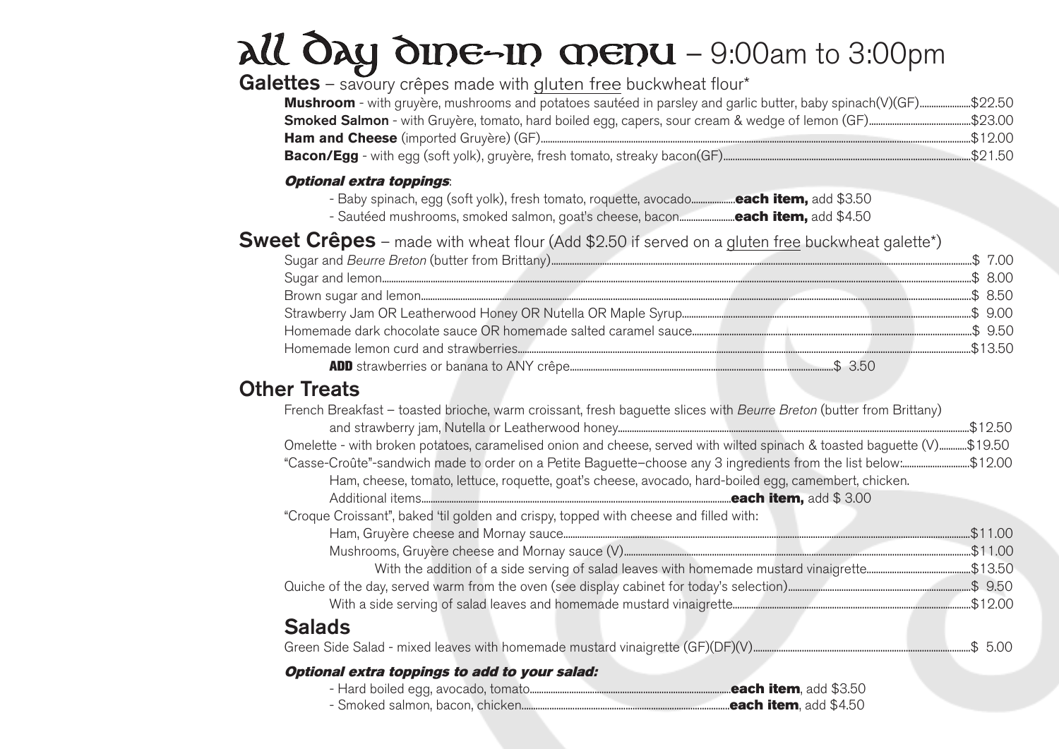# All Day Dine-In Menu – 9:00am to 3:00pm

## Galettes – savoury crêpes made with gluten free buckwheat flour*

**Mushroom** - with gruyère, mushrooms and potatoes sautéed in parsley and garlic butter, baby spinach(V)(GF)....................$22.50
**Smoked Salmon** - with Gruyère, tomato, hard boiled egg, capers, sour cream & wedge of lemon (GF)....................$23.00
**Ham and Cheese** (imported Gruyère) (GF)....................$12.00
**Bacon/Egg** - with egg (soft yolk), gruyère, fresh tomato, streaky bacon(GF)....................$21.50

***Optional extra toppings***:

- Baby spinach, egg (soft yolk), fresh tomato, roquette, avocado....................**each item,** add $3.50
- Sautéed mushrooms, smoked salmon, goat's cheese, bacon....................**each item,** add $4.50

## Sweet Crêpes – made with wheat flour (Add $2.50 if served on a gluten free buckwheat galette*)

Sugar and *Beurre Breton* (butter from Brittany)....................$ 7.00
Sugar and lemon....................$ 8.00
Brown sugar and lemon....................$ 8.50
Strawberry Jam OR Leatherwood Honey OR Nutella OR Maple Syrup....................$ 9.00
Homemade dark chocolate sauce OR homemade salted caramel sauce....................$ 9.50
Homemade lemon curd and strawberries....................$13.50
**ADD** strawberries or banana to ANY crêpe....................$ 3.50

## Other Treats

French Breakfast – toasted brioche, warm croissant, fresh baguette slices with *Beurre Breton* (butter from Brittany) and strawberry jam, Nutella or Leatherwood honey....................$12.50
Omelette - with broken potatoes, caramelised onion and cheese, served with wilted spinach & toasted baguette (V)....................$19.50
"Casse-Croûte"-sandwich made to order on a Petite Baguette–choose any 3 ingredients from the list below:....................$12.00
Ham, cheese, tomato, lettuce, roquette, goat's cheese, avocado, hard-boiled egg, camembert, chicken.
Additional items....................**each item,** add $ 3.00
"Croque Croissant", baked 'til golden and crispy, topped with cheese and filled with:
Ham, Gruyère cheese and Mornay sauce....................$11.00
Mushrooms, Gruyère cheese and Mornay sauce (V)....................$11.00
With the addition of a side serving of salad leaves with homemade mustard vinaigrette....................$13.50
Quiche of the day, served warm from the oven (see display cabinet for today's selection)....................$ 9.50
With a side serving of salad leaves and homemade mustard vinaigrette....................$12.00

## Salads

Green Side Salad - mixed leaves with homemade mustard vinaigrette (GF)(DF)(V)....................$ 5.00

***Optional extra toppings to add to your salad:***

- Hard boiled egg, avocado, tomato....................**each item**, add $3.50
- Smoked salmon, bacon, chicken....................**each item**, add $4.50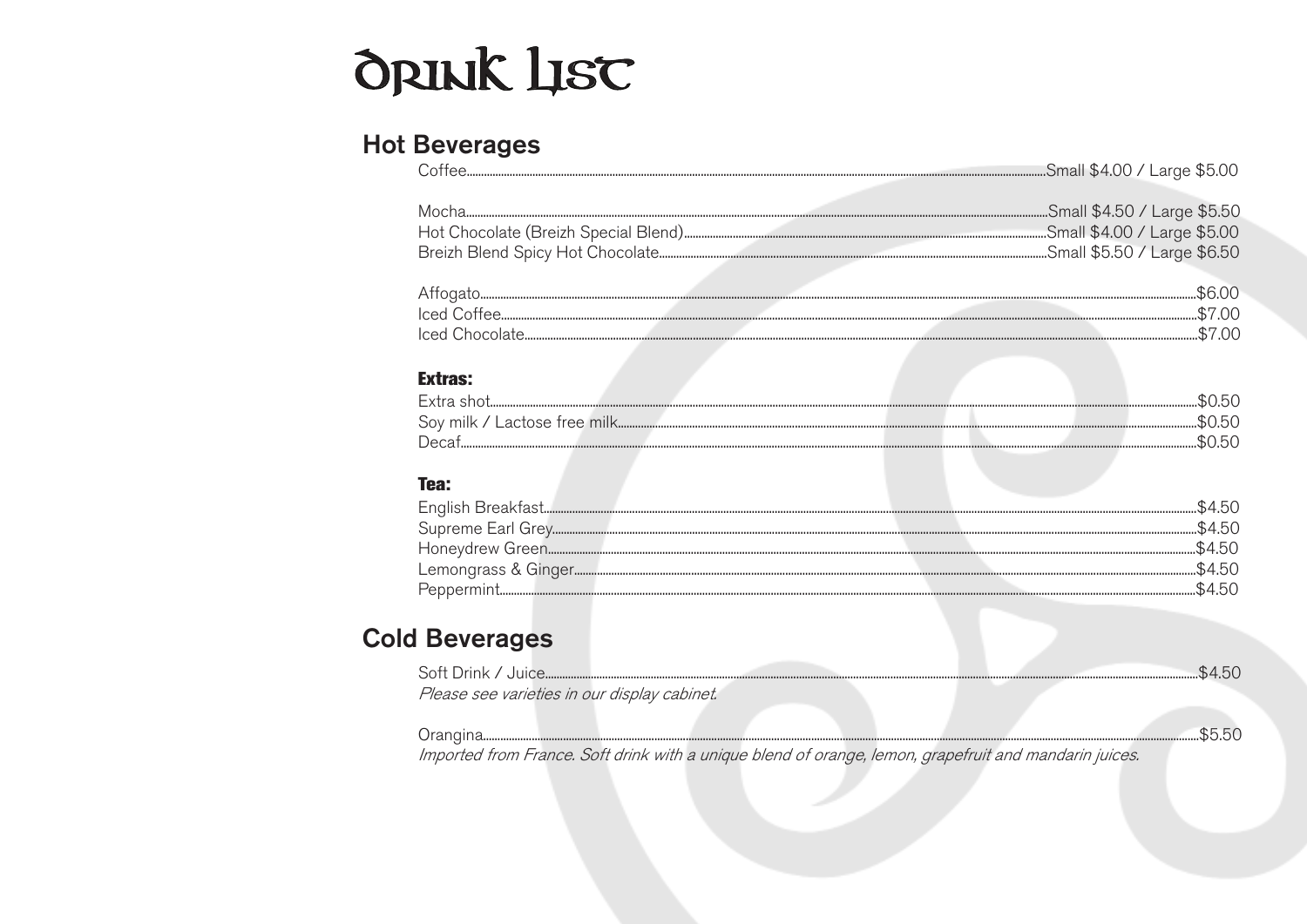# Drink List

## Hot Beverages

| | |
|---|---|
| Coffee | Small $4.00 / Large $5.00 |
| Mocha | Small $4.50 / Large $5.50 |
| Hot Chocolate (Breizh Special Blend) | Small $4.00 / Large $5.00 |
| Breizh Blend Spicy Hot Chocolate | Small $5.50 / Large $6.50 |
| Affogato | $6.00 |
| Iced Coffee | $7.00 |
| Iced Chocolate | $7.00 |

### Extras:

| | |
|---|---|
| Extra shot | $0.50 |
| Soy milk / Lactose free milk | $0.50 |
| Decaf | $0.50 |

### Tea:

| | |
|---|---|
| English Breakfast | $4.50 |
| Supreme Earl Grey | $4.50 |
| Honeydrew Green | $4.50 |
| Lemongrass & Ginger | $4.50 |
| Peppermint | $4.50 |

## Cold Beverages

| | |
|---|---|
| Soft Drink / Juice | $4.50 |

*Please see varieties in our display cabinet.*

| | |
|---|---|
| Orangina | $5.50 |

*Imported from France. Soft drink with a unique blend of orange, lemon, grapefruit and mandarin juices.*